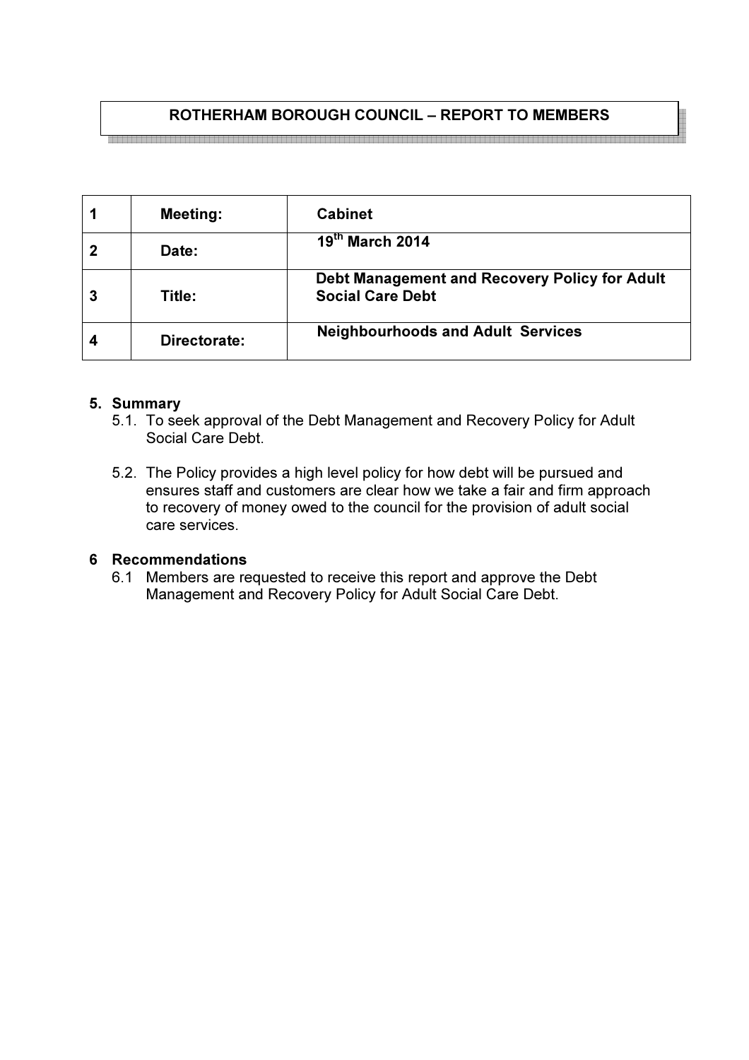## ROTHERHAM BOROUGH COUNCIL – REPORT TO MEMBERS

| | | |
|---|---|---|
| **1** | **Meeting:** | **Cabinet** |
| **2** | **Date:** | **19th March 2014** |
| **3** | **Title:** | **Debt Management and Recovery Policy for Adult Social Care Debt** |
| **4** | **Directorate:** | **Neighbourhoods and Adult Services** |

**5. Summary**

5.1. To seek approval of the Debt Management and Recovery Policy for Adult Social Care Debt.

5.2. The Policy provides a high level policy for how debt will be pursued and ensures staff and customers are clear how we take a fair and firm approach to recovery of money owed to the council for the provision of adult social care services.

**6 Recommendations**

6.1 Members are requested to receive this report and approve the Debt Management and Recovery Policy for Adult Social Care Debt.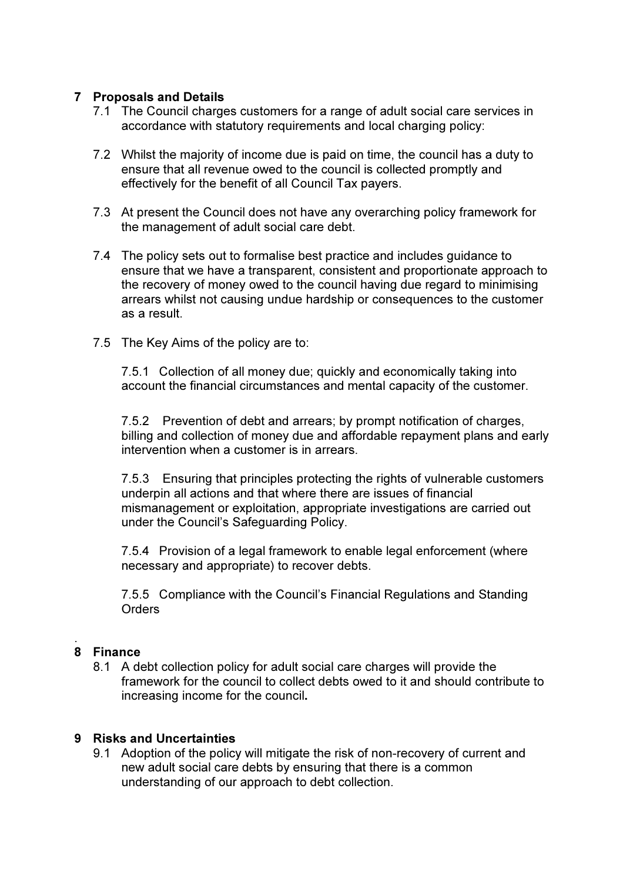## 7 Proposals and Details

7.1 The Council charges customers for a range of adult social care services in accordance with statutory requirements and local charging policy:

7.2 Whilst the majority of income due is paid on time, the council has a duty to ensure that all revenue owed to the council is collected promptly and effectively for the benefit of all Council Tax payers.

7.3 At present the Council does not have any overarching policy framework for the management of adult social care debt.

7.4 The policy sets out to formalise best practice and includes guidance to ensure that we have a transparent, consistent and proportionate approach to the recovery of money owed to the council having due regard to minimising arrears whilst not causing undue hardship or consequences to the customer as a result.

7.5 The Key Aims of the policy are to:

7.5.1 Collection of all money due; quickly and economically taking into account the financial circumstances and mental capacity of the customer.

7.5.2 Prevention of debt and arrears; by prompt notification of charges, billing and collection of money due and affordable repayment plans and early intervention when a customer is in arrears.

7.5.3 Ensuring that principles protecting the rights of vulnerable customers underpin all actions and that where there are issues of financial mismanagement or exploitation, appropriate investigations are carried out under the Council's Safeguarding Policy.

7.5.4 Provision of a legal framework to enable legal enforcement (where necessary and appropriate) to recover debts.

7.5.5 Compliance with the Council's Financial Regulations and Standing Orders

.

## 8 Finance

8.1 A debt collection policy for adult social care charges will provide the framework for the council to collect debts owed to it and should contribute to increasing income for the council**.**

## 9 Risks and Uncertainties

9.1 Adoption of the policy will mitigate the risk of non-recovery of current and new adult social care debts by ensuring that there is a common understanding of our approach to debt collection.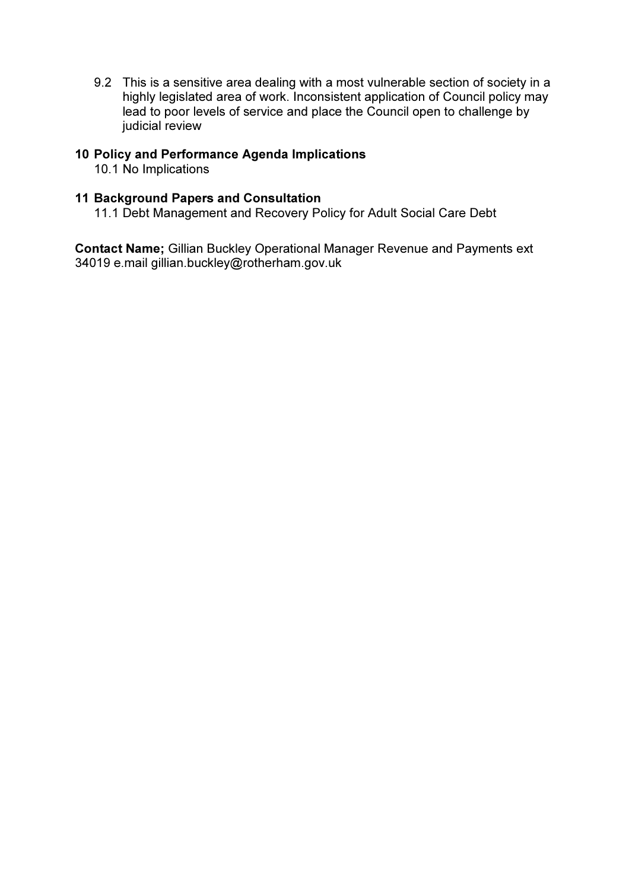9.2 This is a sensitive area dealing with a most vulnerable section of society in a highly legislated area of work. Inconsistent application of Council policy may lead to poor levels of service and place the Council open to challenge by judicial review

## 10 Policy and Performance Agenda Implications

10.1 No Implications

## 11 Background Papers and Consultation

11.1 Debt Management and Recovery Policy for Adult Social Care Debt

**Contact Name;** Gillian Buckley Operational Manager Revenue and Payments ext 34019 e.mail gillian.buckley@rotherham.gov.uk